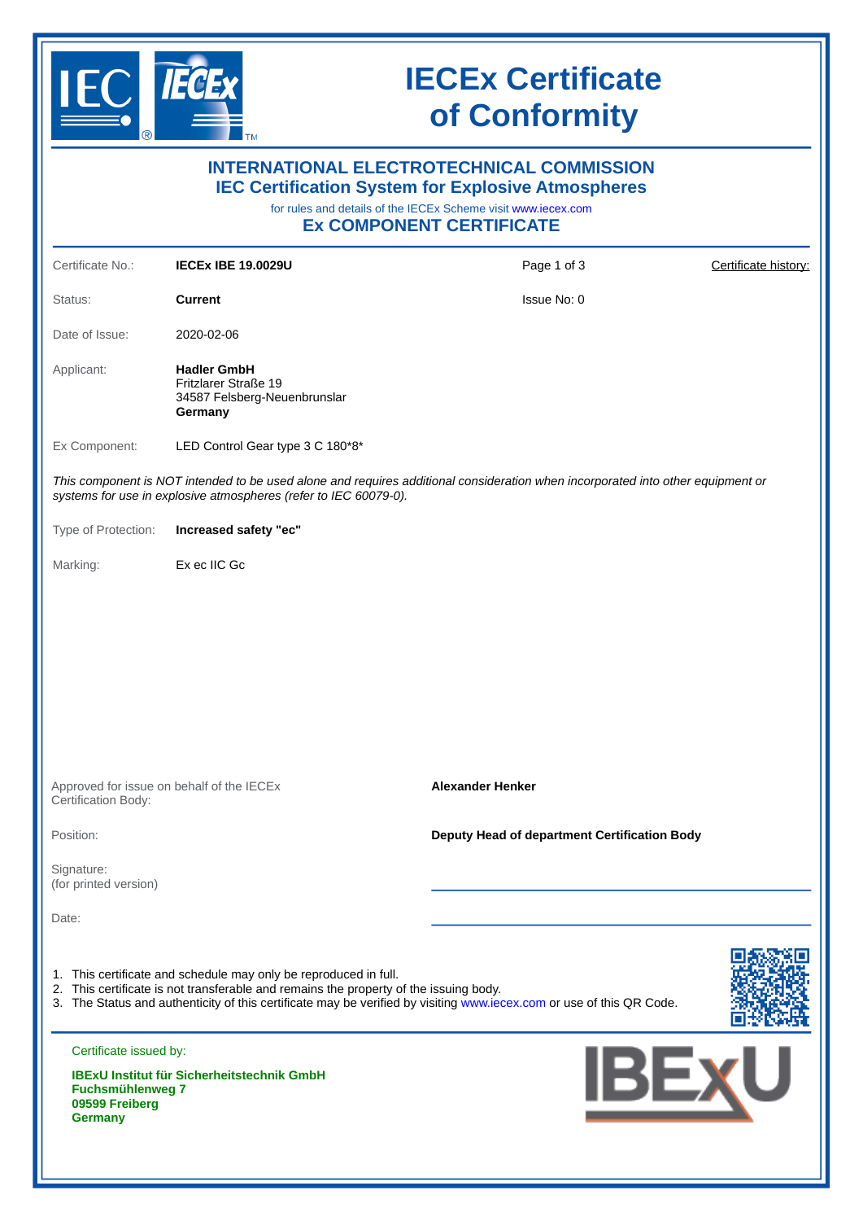# IECEx Certificate of Conformity

## INTERNATIONAL ELECTROTECHNICAL COMMISSION
## IEC Certification System for Explosive Atmospheres

for rules and details of the IECEx Scheme visit www.iecex.com

## Ex COMPONENT CERTIFICATE

| | | | |
|---|---|---|---|
| Certificate No.: | **IECEx IBE 19.0029U** | Page 1 of 3 | Certificate history: |
| Status: | **Current** | Issue No: 0 | |
| Date of Issue: | 2020-02-06 | | |
| Applicant: | **Hadler GmbH**<br>Fritzlarer Straße 19<br>34587 Felsberg-Neuenbrunslar<br>**Germany** | | |
| Ex Component: | LED Control Gear type 3 C 180*8* | | |

*This component is NOT intended to be used alone and requires additional consideration when incorporated into other equipment or systems for use in explosive atmospheres (refer to IEC 60079-0).*

| | |
|---|---|
| Type of Protection: | **Increased safety "ec"** |
| Marking: | Ex ec IIC Gc |

| | |
|---|---|
| Approved for issue on behalf of the IECEx Certification Body: | **Alexander Henker** |
| Position: | **Deputy Head of department Certification Body** |
| Signature:<br>(for printed version) | |
| Date: | |

1. This certificate and schedule may only be reproduced in full.
2. This certificate is not transferable and remains the property of the issuing body.
3. The Status and authenticity of this certificate may be verified by visiting www.iecex.com or use of this QR Code.

Certificate issued by:

**IBExU Institut für Sicherheitstechnik GmbH**
**Fuchsmühlenweg 7**
**09599 Freiberg**
**Germany**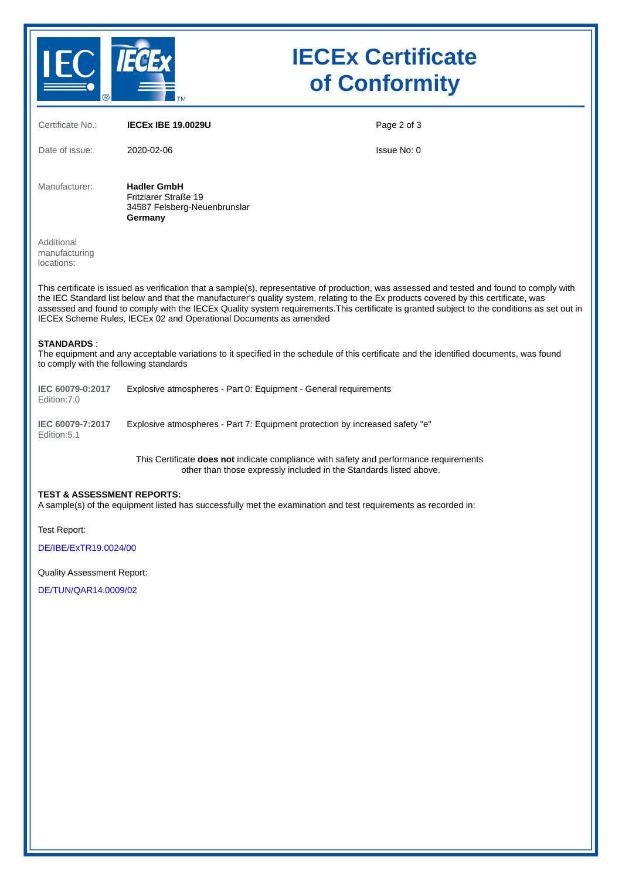# IECEx Certificate of Conformity

| | | | |
|---|---|---|---|
| Certificate No.: | **IECEx IBE 19.0029U** | | |
| Date of issue: | 2020-02-06 | Issue No: 0 | |

Manufacturer: **Hadler GmbH**
Fritzlarer Straße 19
34587 Felsberg-Neuenbrunslar
**Germany**

Additional manufacturing locations:

This certificate is issued as verification that a sample(s), representative of production, was assessed and tested and found to comply with the IEC Standard list below and that the manufacturer's quality system, relating to the Ex products covered by this certificate, was assessed and found to comply with the IECEx Quality system requirements.This certificate is granted subject to the conditions as set out in IECEx Scheme Rules, IECEx 02 and Operational Documents as amended

**STANDARDS** :
The equipment and any acceptable variations to it specified in the schedule of this certificate and the identified documents, was found to comply with the following standards

| | |
|---|---|
| **IEC 60079-0:2017** Edition:7.0 | Explosive atmospheres - Part 0: Equipment - General requirements |
| **IEC 60079-7:2017** Edition:5.1 | Explosive atmospheres - Part 7: Equipment protection by increased safety "e" |

This Certificate **does not** indicate compliance with safety and performance requirements other than those expressly included in the Standards listed above.

**TEST & ASSESSMENT REPORTS:**
A sample(s) of the equipment listed has successfully met the examination and test requirements as recorded in:

Test Report:

DE/IBE/ExTR19.0024/00

Quality Assessment Report:

DE/TUN/QAR14.0009/02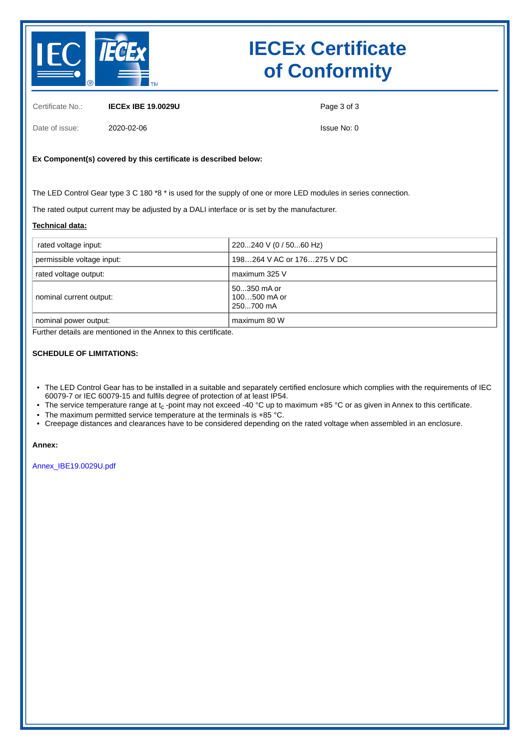# IECEx Certificate of Conformity

Certificate No.: **IECEx IBE 19.0029U**

Date of issue: 2020-02-06

Issue No: 0

**Ex Component(s) covered by this certificate is described below:**

The LED Control Gear type 3 C 180 *8 * is used for the supply of one or more LED modules in series connection.

The rated output current may be adjusted by a DALI interface or is set by the manufacturer.

**Technical data:**

| | |
|---|---|
| rated voltage input: | 220...240 V (0 / 50...60 Hz) |
| permissible voltage input: | 198…264 V AC or 176…275 V DC |
| rated voltage output: | maximum 325 V |
| nominal current output: | 50...350 mA or<br>100…500 mA or<br>250...700 mA |
| nominal power output: | maximum 80 W |

Further details are mentioned in the Annex to this certificate.

**SCHEDULE OF LIMITATIONS:**

- The LED Control Gear has to be installed in a suitable and separately certified enclosure which complies with the requirements of IEC 60079-7 or IEC 60079-15 and fulfils degree of protection of at least IP54.
- The service temperature range at $t_c$ -point may not exceed -40 °C up to maximum +85 °C or as given in Annex to this certificate.
- The maximum permitted service temperature at the terminals is +85 °C.
- Creepage distances and clearances have to be considered depending on the rated voltage when assembled in an enclosure.

**Annex:**

Annex_IBE19.0029U.pdf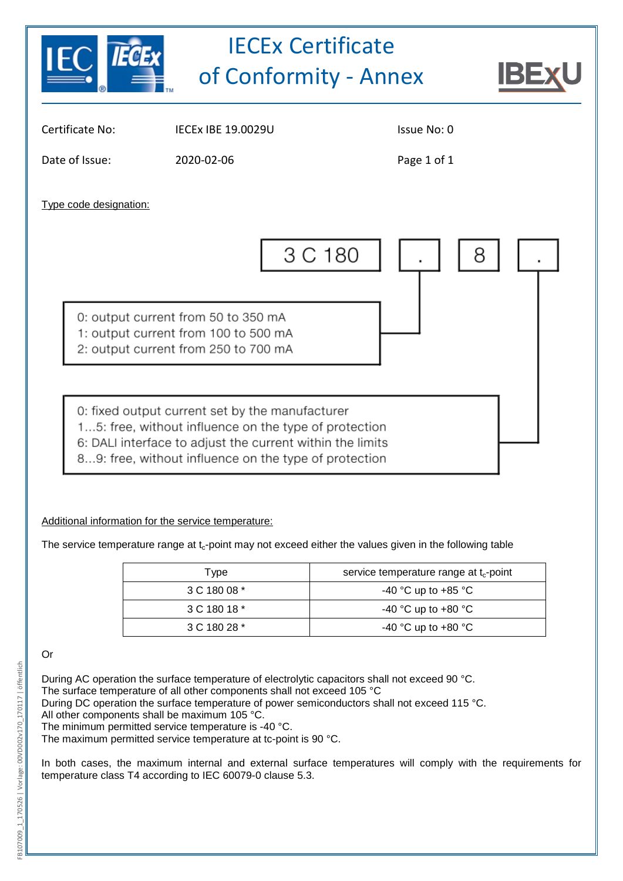# IECEx Certificate of Conformity - Annex

| | | |
|---|---|---|
| Certificate No: | IECEx IBE 19.0029U | Issue No: 0 |
| Date of Issue: | 2020-02-06 | Page 1 of 1 |

Type code designation:

3 C 180 [ . ] 8 [ . ]

First position:
- 0: output current from 50 to 350 mA
- 1: output current from 100 to 500 mA
- 2: output current from 250 to 700 mA

Second position:
- 0: fixed output current set by the manufacturer
- 1…5: free, without influence on the type of protection
- 6: DALI interface to adjust the current within the limits
- 8…9: free, without influence on the type of protection

Additional information for the service temperature:

The service temperature range at $t_c$-point may not exceed either the values given in the following table

| Type | service temperature range at $t_c$-point |
|---|---|
| 3 C 180 08 * | -40 °C up to +85 °C |
| 3 C 180 18 * | -40 °C up to +80 °C |
| 3 C 180 28 * | -40 °C up to +80 °C |

Or

During AC operation the surface temperature of electrolytic capacitors shall not exceed 90 °C.
The surface temperature of all other components shall not exceed 105 °C
During DC operation the surface temperature of power semiconductors shall not exceed 115 °C.
All other components shall be maximum 105 °C.
The minimum permitted service temperature is -40 °C.
The maximum permitted service temperature at tc-point is 90 °C.

In both cases, the maximum internal and external surface temperatures will comply with the requirements for temperature class T4 according to IEC 60079-0 clause 5.3.